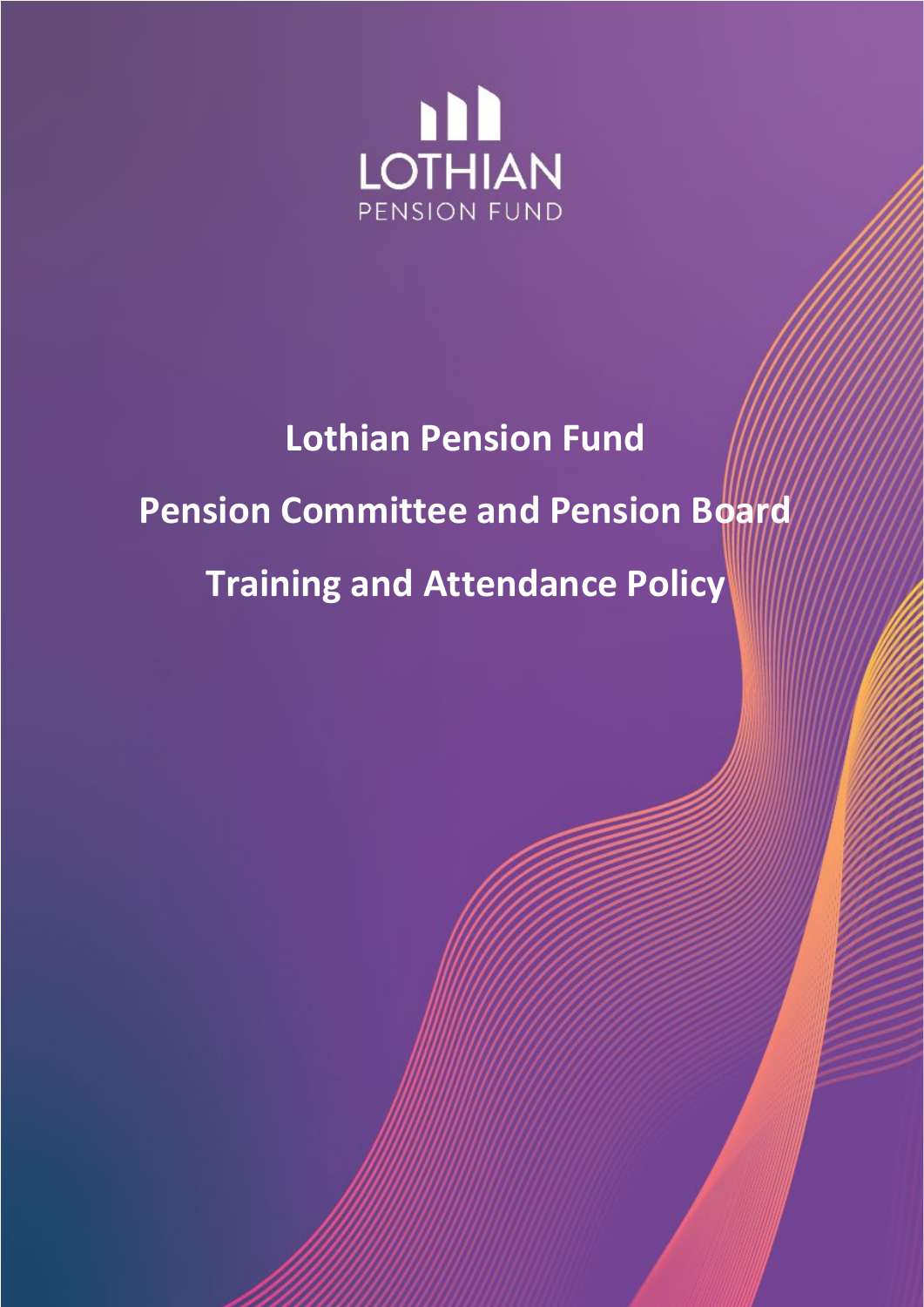LOTHIAN
PENSION FUND

# Lothian Pension Fund

# Pension Committee and Pension Board

# Training and Attendance Policy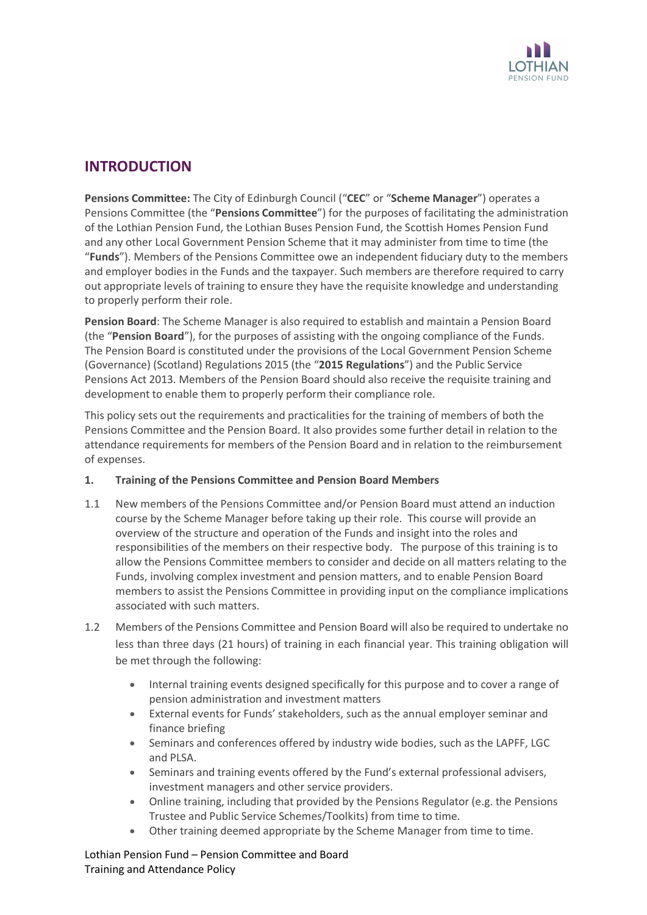## INTRODUCTION

**Pensions Committee:** The City of Edinburgh Council ("**CEC**" or "**Scheme Manager**") operates a Pensions Committee (the "**Pensions Committee**") for the purposes of facilitating the administration of the Lothian Pension Fund, the Lothian Buses Pension Fund, the Scottish Homes Pension Fund and any other Local Government Pension Scheme that it may administer from time to time (the "**Funds**"). Members of the Pensions Committee owe an independent fiduciary duty to the members and employer bodies in the Funds and the taxpayer. Such members are therefore required to carry out appropriate levels of training to ensure they have the requisite knowledge and understanding to properly perform their role.

**Pension Board**: The Scheme Manager is also required to establish and maintain a Pension Board (the "**Pension Board**"), for the purposes of assisting with the ongoing compliance of the Funds. The Pension Board is constituted under the provisions of the Local Government Pension Scheme (Governance) (Scotland) Regulations 2015 (the "**2015 Regulations**") and the Public Service Pensions Act 2013. Members of the Pension Board should also receive the requisite training and development to enable them to properly perform their compliance role.

This policy sets out the requirements and practicalities for the training of members of both the Pensions Committee and the Pension Board. It also provides some further detail in relation to the attendance requirements for members of the Pension Board and in relation to the reimbursement of expenses.

**1. Training of the Pensions Committee and Pension Board Members**

1.1 New members of the Pensions Committee and/or Pension Board must attend an induction course by the Scheme Manager before taking up their role. This course will provide an overview of the structure and operation of the Funds and insight into the roles and responsibilities of the members on their respective body. The purpose of this training is to allow the Pensions Committee members to consider and decide on all matters relating to the Funds, involving complex investment and pension matters, and to enable Pension Board members to assist the Pensions Committee in providing input on the compliance implications associated with such matters.

1.2 Members of the Pensions Committee and Pension Board will also be required to undertake no less than three days (21 hours) of training in each financial year. This training obligation will be met through the following:

- Internal training events designed specifically for this purpose and to cover a range of pension administration and investment matters
- External events for Funds' stakeholders, such as the annual employer seminar and finance briefing
- Seminars and conferences offered by industry wide bodies, such as the LAPFF, LGC and PLSA.
- Seminars and training events offered by the Fund's external professional advisers, investment managers and other service providers.
- Online training, including that provided by the Pensions Regulator (e.g. the Pensions Trustee and Public Service Schemes/Toolkits) from time to time.
- Other training deemed appropriate by the Scheme Manager from time to time.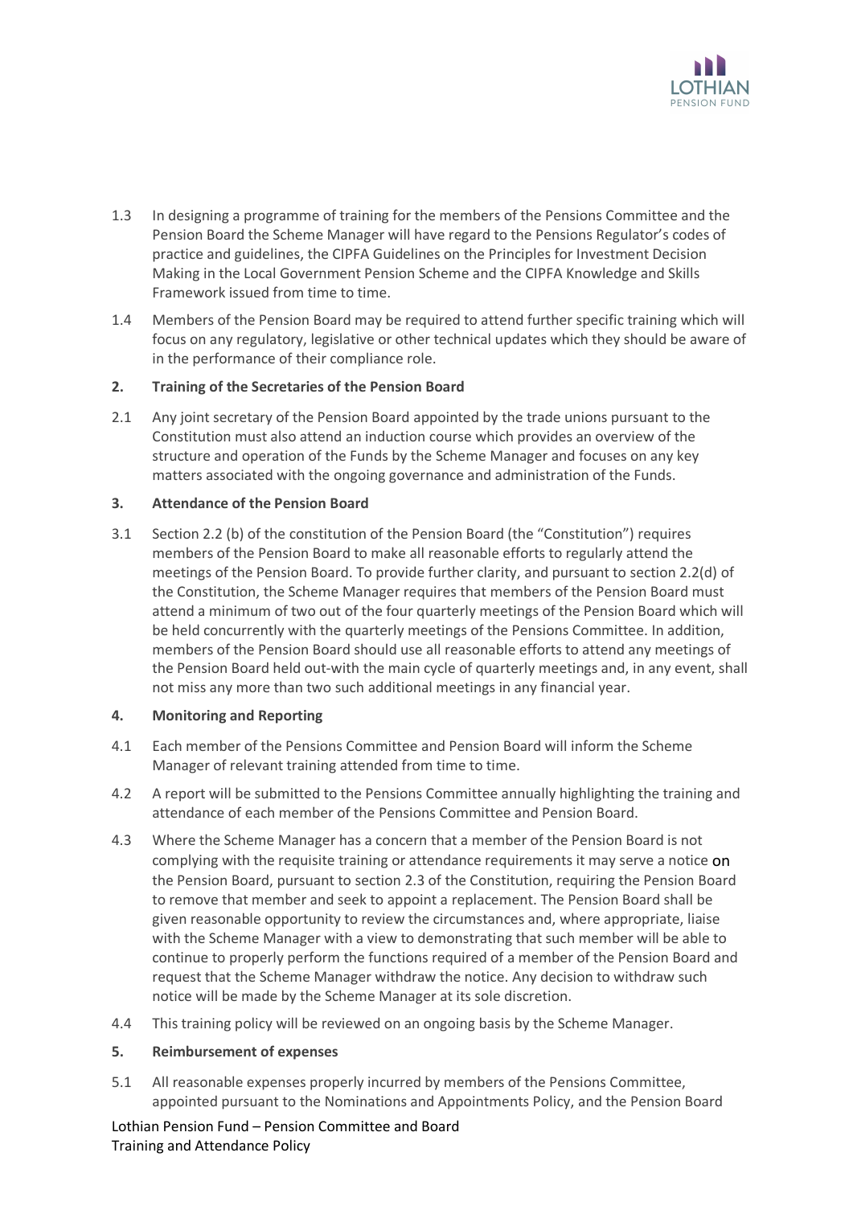1.3 In designing a programme of training for the members of the Pensions Committee and the Pension Board the Scheme Manager will have regard to the Pensions Regulator's codes of practice and guidelines, the CIPFA Guidelines on the Principles for Investment Decision Making in the Local Government Pension Scheme and the CIPFA Knowledge and Skills Framework issued from time to time.

1.4 Members of the Pension Board may be required to attend further specific training which will focus on any regulatory, legislative or other technical updates which they should be aware of in the performance of their compliance role.

**2. Training of the Secretaries of the Pension Board**

2.1 Any joint secretary of the Pension Board appointed by the trade unions pursuant to the Constitution must also attend an induction course which provides an overview of the structure and operation of the Funds by the Scheme Manager and focuses on any key matters associated with the ongoing governance and administration of the Funds.

**3. Attendance of the Pension Board**

3.1 Section 2.2 (b) of the constitution of the Pension Board (the "Constitution") requires members of the Pension Board to make all reasonable efforts to regularly attend the meetings of the Pension Board. To provide further clarity, and pursuant to section 2.2(d) of the Constitution, the Scheme Manager requires that members of the Pension Board must attend a minimum of two out of the four quarterly meetings of the Pension Board which will be held concurrently with the quarterly meetings of the Pensions Committee. In addition, members of the Pension Board should use all reasonable efforts to attend any meetings of the Pension Board held out-with the main cycle of quarterly meetings and, in any event, shall not miss any more than two such additional meetings in any financial year.

**4. Monitoring and Reporting**

4.1 Each member of the Pensions Committee and Pension Board will inform the Scheme Manager of relevant training attended from time to time.

4.2 A report will be submitted to the Pensions Committee annually highlighting the training and attendance of each member of the Pensions Committee and Pension Board.

4.3 Where the Scheme Manager has a concern that a member of the Pension Board is not complying with the requisite training or attendance requirements it may serve a notice on the Pension Board, pursuant to section 2.3 of the Constitution, requiring the Pension Board to remove that member and seek to appoint a replacement. The Pension Board shall be given reasonable opportunity to review the circumstances and, where appropriate, liaise with the Scheme Manager with a view to demonstrating that such member will be able to continue to properly perform the functions required of a member of the Pension Board and request that the Scheme Manager withdraw the notice. Any decision to withdraw such notice will be made by the Scheme Manager at its sole discretion.

4.4 This training policy will be reviewed on an ongoing basis by the Scheme Manager.

**5. Reimbursement of expenses**

5.1 All reasonable expenses properly incurred by members of the Pensions Committee, appointed pursuant to the Nominations and Appointments Policy, and the Pension Board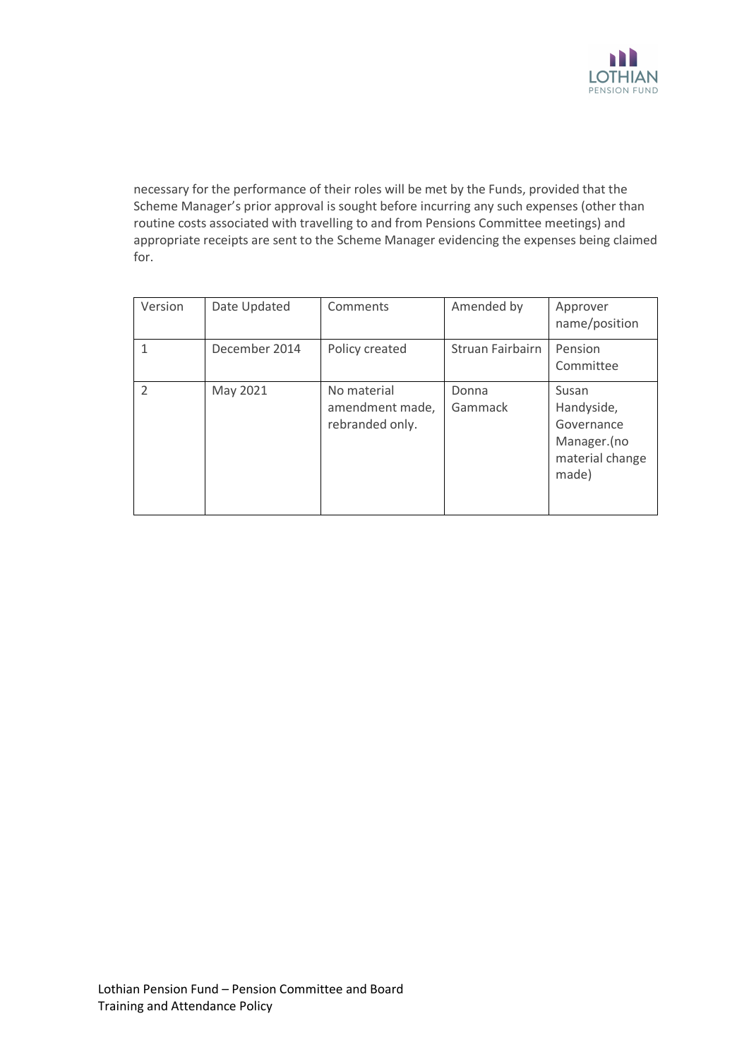necessary for the performance of their roles will be met by the Funds, provided that the Scheme Manager's prior approval is sought before incurring any such expenses (other than routine costs associated with travelling to and from Pensions Committee meetings) and appropriate receipts are sent to the Scheme Manager evidencing the expenses being claimed for.

| Version | Date Updated | Comments | Amended by | Approver name/position |
|---|---|---|---|---|
| 1 | December 2014 | Policy created | Struan Fairbairn | Pension Committee |
| 2 | May 2021 | No material amendment made, rebranded only. | Donna Gammack | Susan Handyside, Governance Manager.(no material change made) |